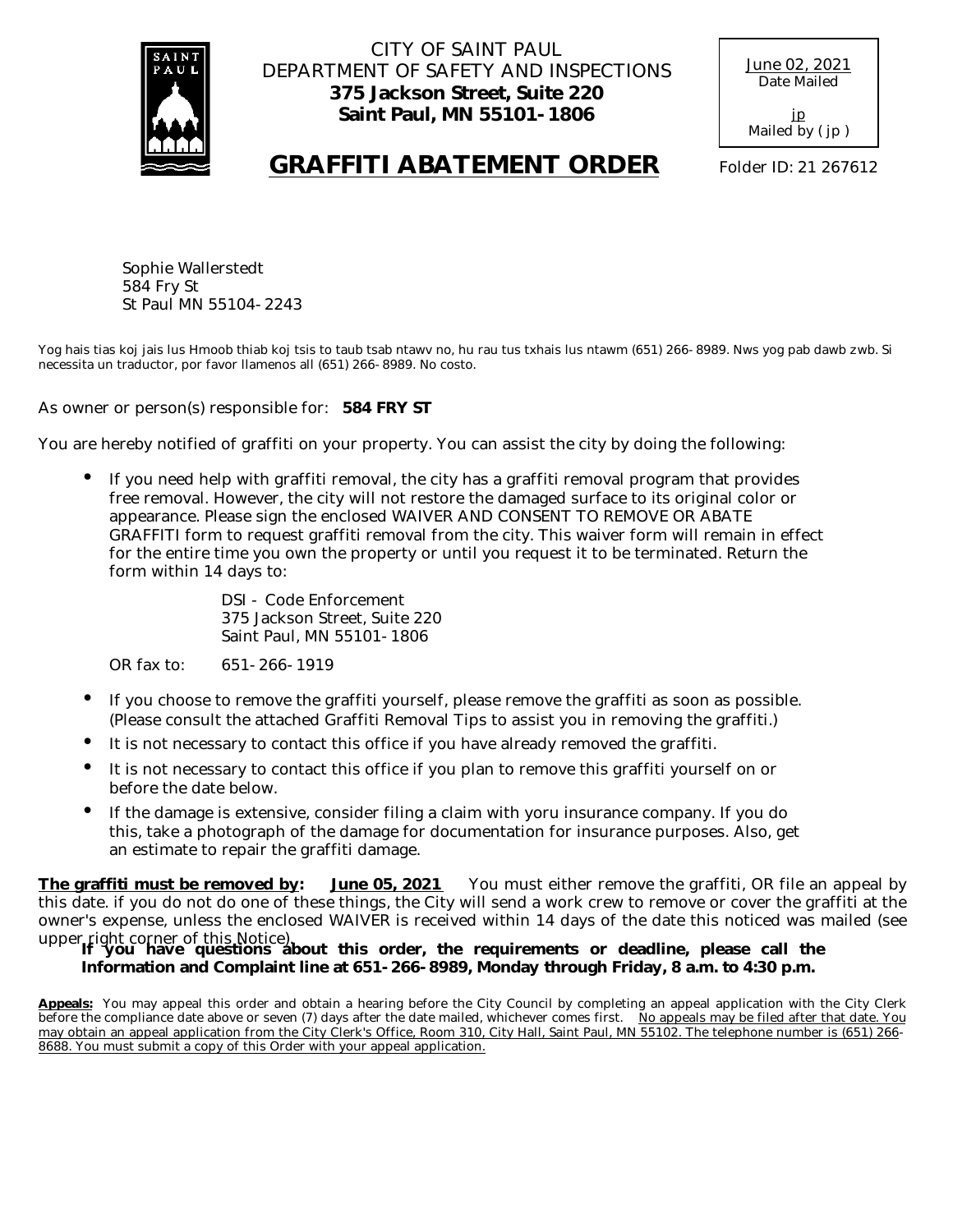CITY OF SAINT PAUL
DEPARTMENT OF SAFETY AND INSPECTIONS
**375 Jackson Street, Suite 220**
**Saint Paul, MN 55101-1806**

June 02, 2021
Date Mailed

jp
Mailed by ( jp )

# GRAFFITI ABATEMENT ORDER

Folder ID: 21 267612

Sophie Wallerstedt
584 Fry St
St Paul MN 55104-2243

Yog hais tias koj jais lus Hmoob thiab koj tsis to taub tsab ntawv no, hu rau tus txhais lus ntawm (651) 266-8989. Nws yog pab dawb zwb. Si necessita un traductor, por favor llamenos all (651) 266-8989. No costo.

As owner or person(s) responsible for: **584 FRY ST**

You are hereby notified of graffiti on your property. You can assist the city by doing the following:

- If you need help with graffiti removal, the city has a graffiti removal program that provides free removal. However, the city will not restore the damaged surface to its original color or appearance. Please sign the enclosed WAIVER AND CONSENT TO REMOVE OR ABATE GRAFFITI form to request graffiti removal from the city. This waiver form will remain in effect for the entire time you own the property or until you request it to be terminated. Return the form within 14 days to:

  DSI - Code Enforcement
  375 Jackson Street, Suite 220
  Saint Paul, MN 55101-1806

  OR fax to: 651-266-1919

- If you choose to remove the graffiti yourself, please remove the graffiti as soon as possible. (Please consult the attached Graffiti Removal Tips to assist you in removing the graffiti.)
- It is not necessary to contact this office if you have already removed the graffiti.
- It is not necessary to contact this office if you plan to remove this graffiti yourself on or before the date below.
- If the damage is extensive, consider filing a claim with yoru insurance company. If you do this, take a photograph of the damage for documentation for insurance purposes. Also, get an estimate to repair the graffiti damage.

**The graffiti must be removed by: June 05, 2021** You must either remove the graffiti, OR file an appeal by this date. if you do not do one of these things, the City will send a work crew to remove or cover the graffiti at the owner's expense, unless the enclosed WAIVER is received within 14 days of the date this noticed was mailed (see upper right corner of this Notice).

**If you have questions about this order, the requirements or deadline, please call the Information and Complaint line at 651-266-8989, Monday through Friday, 8 a.m. to 4:30 p.m.**

**Appeals:** You may appeal this order and obtain a hearing before the City Council by completing an appeal application with the City Clerk before the compliance date above or seven (7) days after the date mailed, whichever comes first. No appeals may be filed after that date. You may obtain an appeal application from the City Clerk's Office, Room 310, City Hall, Saint Paul, MN 55102. The telephone number is (651) 266-8688. You must submit a copy of this Order with your appeal application.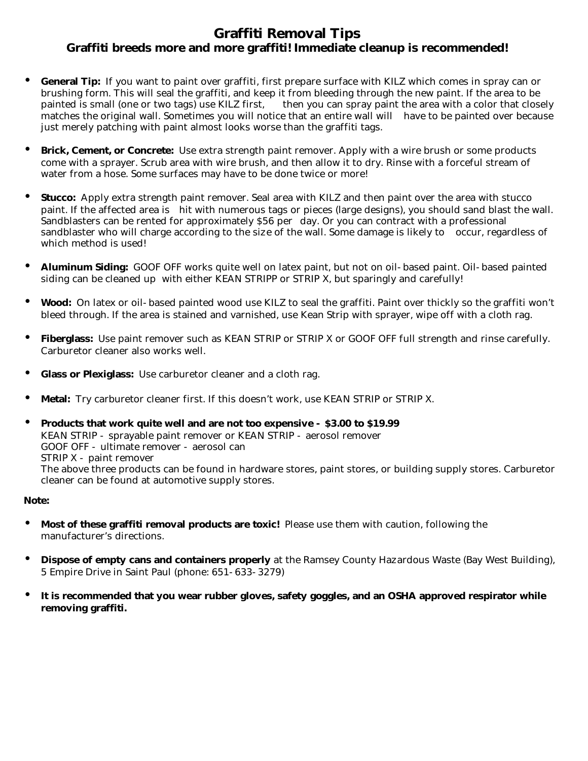# Graffiti Removal Tips

## Graffiti breeds more and more graffiti! Immediate cleanup is recommended!

- **General Tip:** If you want to paint over graffiti, first prepare surface with KILZ which comes in spray can or brushing form. This will seal the graffiti, and keep it from bleeding through the new paint. If the area to be painted is small (one or two tags) use KILZ first, then you can spray paint the area with a color that closely matches the original wall. Sometimes you will notice that an entire wall will have to be painted over because just merely patching with paint almost looks worse than the graffiti tags.

- **Brick, Cement, or Concrete:** Use extra strength paint remover. Apply with a wire brush or some products come with a sprayer. Scrub area with wire brush, and then allow it to dry. Rinse with a forceful stream of water from a hose. Some surfaces may have to be done twice or more!

- **Stucco:** Apply extra strength paint remover. Seal area with KILZ and then paint over the area with stucco paint. If the affected area is hit with numerous tags or pieces (large designs), you should sand blast the wall. Sandblasters can be rented for approximately $56 per day. Or you can contract with a professional sandblaster who will charge according to the size of the wall. Some damage is likely to occur, regardless of which method is used!

- **Aluminum Siding:** GOOF OFF works quite well on latex paint, but not on oil-based paint. Oil-based painted siding can be cleaned up with either KEAN STRIPP or STRIP X, but sparingly and carefully!

- **Wood:** On latex or oil-based painted wood use KILZ to seal the graffiti. Paint over thickly so the graffiti won't bleed through. If the area is stained and varnished, use Kean Strip with sprayer, wipe off with a cloth rag.

- **Fiberglass:** Use paint remover such as KEAN STRIP or STRIP X or GOOF OFF full strength and rinse carefully. Carburetor cleaner also works well.

- **Glass or Plexiglass:** Use carburetor cleaner and a cloth rag.

- **Metal:** Try carburetor cleaner first. If this doesn't work, use KEAN STRIP or STRIP X.

- **Products that work quite well and are not too expensive - $3.00 to $19.99**
  KEAN STRIP - sprayable paint remover or KEAN STRIP - aerosol remover
  GOOF OFF - ultimate remover - aerosol can
  STRIP X - paint remover
  The above three products can be found in hardware stores, paint stores, or building supply stores. Carburetor cleaner can be found at automotive supply stores.

**Note:**

- **Most of these graffiti removal products are toxic!** Please use them with caution, following the manufacturer's directions.

- **Dispose of empty cans and containers properly** at the Ramsey County Hazardous Waste (Bay West Building), 5 Empire Drive in Saint Paul (phone: 651-633-3279)

- **It is recommended that you wear rubber gloves, safety goggles, and an OSHA approved respirator while removing graffiti.**